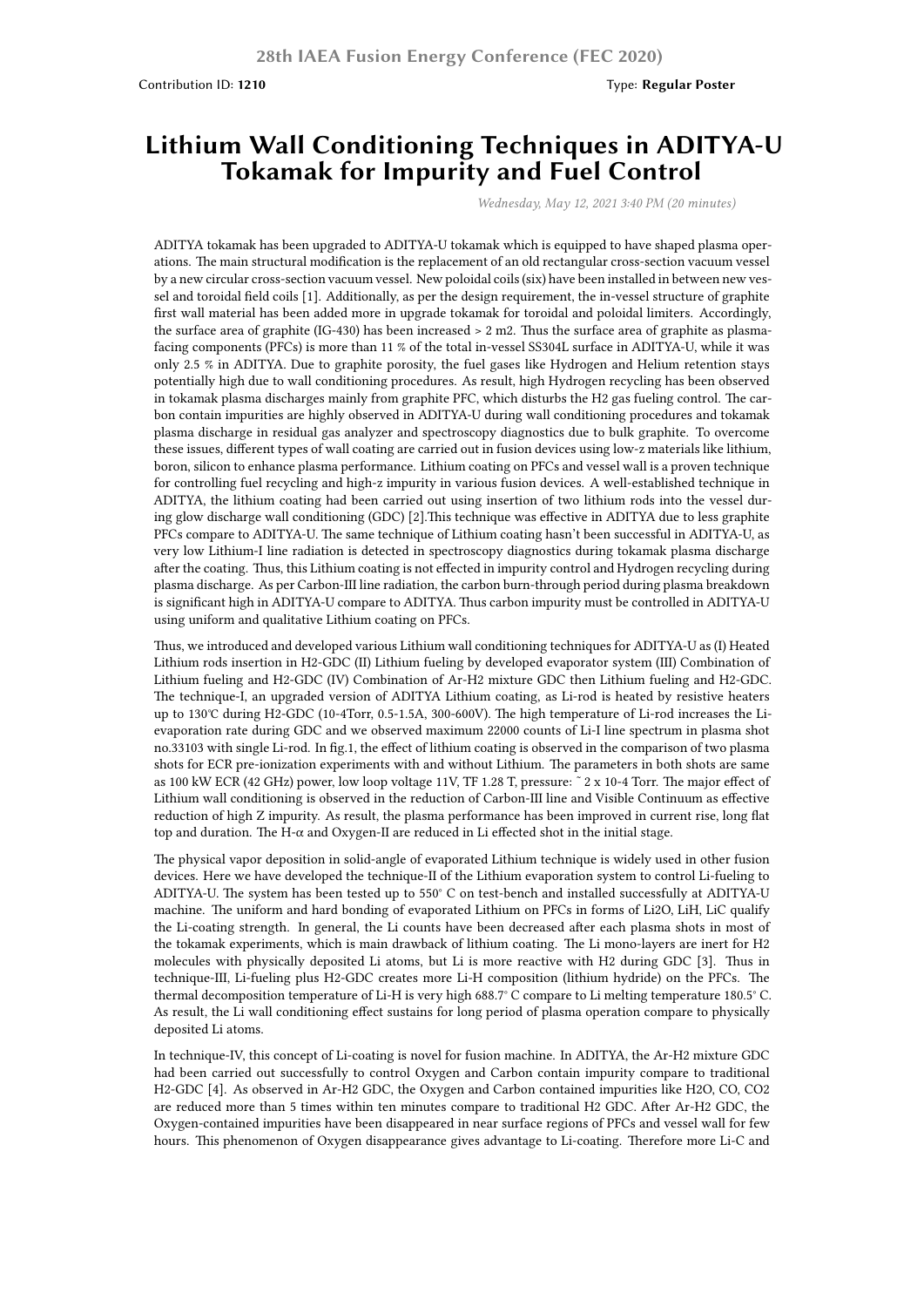# Lithium Wall Conditioning Techniques in ADITYA-U Tokamak for Impurity and Fuel Control

Contribution ID: **1210**

Type: **Regular Poster**

*Wednesday, May 12, 2021 3:40 PM (20 minutes)*

ADITYA tokamak has been upgraded to ADITYA-U tokamak which is equipped to have shaped plasma operations. The main structural modification is the replacement of an old rectangular cross-section vacuum vessel by a new circular cross-section vacuum vessel. New poloidal coils (six) have been installed in between new vessel and toroidal field coils [1]. Additionally, as per the design requirement, the in-vessel structure of graphite first wall material has been added more in upgrade tokamak for toroidal and poloidal limiters. Accordingly, the surface area of graphite (IG-430) has been increased > 2 m2. Thus the surface area of graphite as plasma-facing components (PFCs) is more than 11 % of the total in-vessel SS304L surface in ADITYA-U, while it was only 2.5 % in ADITYA. Due to graphite porosity, the fuel gases like Hydrogen and Helium retention stays potentially high due to wall conditioning procedures. As result, high Hydrogen recycling has been observed in tokamak plasma discharges mainly from graphite PFC, which disturbs the $H_2$ gas fueling control. The carbon contain impurities are highly observed in ADITYA-U during wall conditioning procedures and tokamak plasma discharge in residual gas analyzer and spectroscopy diagnostics due to bulk graphite. To overcome these issues, different types of wall coating are carried out in fusion devices using low-z materials like lithium, boron, silicon to enhance plasma performance. Lithium coating on PFCs and vessel wall is a proven technique for controlling fuel recycling and high-z impurity in various fusion devices. A well-established technique in ADITYA, the lithium coating had been carried out using insertion of two lithium rods into the vessel during glow discharge wall conditioning (GDC) [2].This technique was effective in ADITYA due to less graphite PFCs compare to ADITYA-U. The same technique of Lithium coating hasn't been successful in ADITYA-U, as very low Lithium-I line radiation is detected in spectroscopy diagnostics during tokamak plasma discharge after the coating. Thus, this Lithium coating is not effected in impurity control and Hydrogen recycling during plasma discharge. As per Carbon-III line radiation, the carbon burn-through period during plasma breakdown is significant high in ADITYA-U compare to ADITYA. Thus carbon impurity must be controlled in ADITYA-U using uniform and qualitative Lithium coating on PFCs.

Thus, we introduced and developed various Lithium wall conditioning techniques for ADITYA-U as (I) Heated Lithium rods insertion in $H_2$-GDC (II) Lithium fueling by developed evaporator system (III) Combination of Lithium fueling and $H_2$-GDC (IV) Combination of Ar-$H_2$ mixture GDC then Lithium fueling and $H_2$-GDC. The technique-I, an upgraded version of ADITYA Lithium coating, as Li-rod is heated by resistive heaters up to 130℃ during $H_2$-GDC (10-4Torr, 0.5-1.5A, 300-600V). The high temperature of Li-rod increases the Li-evaporation rate during GDC and we observed maximum 22000 counts of Li-I line spectrum in plasma shot no.33103 with single Li-rod. In fig.1, the effect of lithium coating is observed in the comparison of two plasma shots for ECR pre-ionization experiments with and without Lithium. The parameters in both shots are same as 100 kW ECR (42 GHz) power, low loop voltage 11V, TF 1.28 T, pressure: ~ 2 x 10-4 Torr. The major effect of Lithium wall conditioning is observed in the reduction of Carbon-III line and Visible Continuum as effective reduction of high Z impurity. As result, the plasma performance has been improved in current rise, long flat top and duration. The H-$\alpha$ and Oxygen-II are reduced in Li effected shot in the initial stage.

The physical vapor deposition in solid-angle of evaporated Lithium technique is widely used in other fusion devices. Here we have developed the technique-II of the Lithium evaporation system to control Li-fueling to ADITYA-U. The system has been tested up to 550° C on test-bench and installed successfully at ADITYA-U machine. The uniform and hard bonding of evaporated Lithium on PFCs in forms of $Li_2O$, LiH, LiC qualify the Li-coating strength. In general, the Li counts have been decreased after each plasma shots in most of the tokamak experiments, which is main drawback of lithium coating. The Li mono-layers are inert for $H_2$ molecules with physically deposited Li atoms, but Li is more reactive with $H_2$ during GDC [3]. Thus in technique-III, Li-fueling plus $H_2$-GDC creates more Li-H composition (lithium hydride) on the PFCs. The thermal decomposition temperature of Li-H is very high 688.7° C compare to Li melting temperature 180.5° C. As result, the Li wall conditioning effect sustains for long period of plasma operation compare to physically deposited Li atoms.

In technique-IV, this concept of Li-coating is novel for fusion machine. In ADITYA, the Ar-$H_2$ mixture GDC had been carried out successfully to control Oxygen and Carbon contain impurity compare to traditional $H_2$-GDC [4]. As observed in Ar-$H_2$ GDC, the Oxygen and Carbon contained impurities like $H_2O$, CO, $CO_2$ are reduced more than 5 times within ten minutes compare to traditional $H_2$ GDC. After Ar-$H_2$ GDC, the Oxygen-contained impurities have been disappeared in near surface regions of PFCs and vessel wall for few hours. This phenomenon of Oxygen disappearance gives advantage to Li-coating. Therefore more Li-C and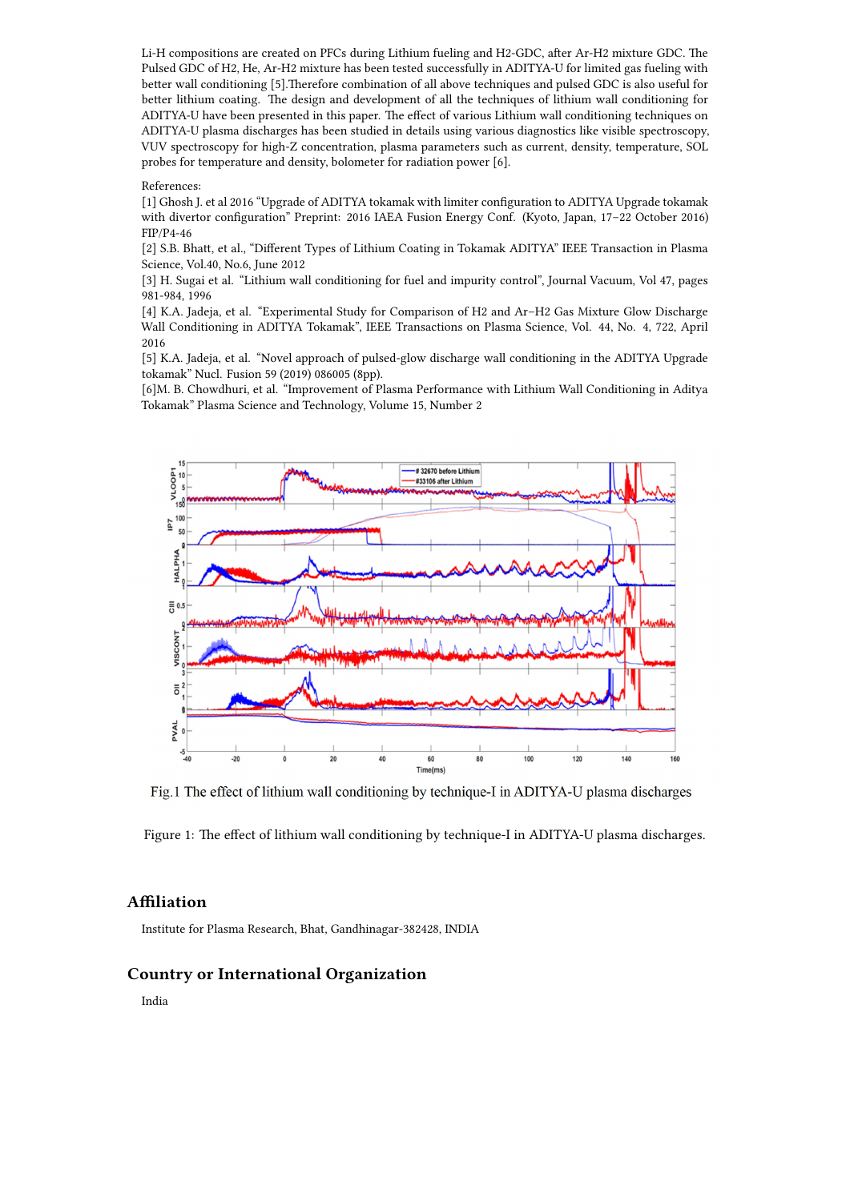Li-H compositions are created on PFCs during Lithium fueling and H2-GDC, after Ar-H2 mixture GDC. The Pulsed GDC of H2, He, Ar-H2 mixture has been tested successfully in ADITYA-U for limited gas fueling with better wall conditioning [5].Therefore combination of all above techniques and pulsed GDC is also useful for better lithium coating. The design and development of all the techniques of lithium wall conditioning for ADITYA-U have been presented in this paper. The effect of various Lithium wall conditioning techniques on ADITYA-U plasma discharges has been studied in details using various diagnostics like visible spectroscopy, VUV spectroscopy for high-Z concentration, plasma parameters such as current, density, temperature, SOL probes for temperature and density, bolometer for radiation power [6].

References:

[1] Ghosh J. et al 2016 "Upgrade of ADITYA tokamak with limiter configuration to ADITYA Upgrade tokamak with divertor configuration" Preprint: 2016 IAEA Fusion Energy Conf. (Kyoto, Japan, 17–22 October 2016) FIP/P4-46

[2] S.B. Bhatt, et al., "Different Types of Lithium Coating in Tokamak ADITYA" IEEE Transaction in Plasma Science, Vol.40, No.6, June 2012

[3] H. Sugai et al. "Lithium wall conditioning for fuel and impurity control", Journal Vacuum, Vol 47, pages 981-984, 1996

[4] K.A. Jadeja, et al. "Experimental Study for Comparison of H2 and Ar–H2 Gas Mixture Glow Discharge Wall Conditioning in ADITYA Tokamak", IEEE Transactions on Plasma Science, Vol. 44, No. 4, 722, April 2016

[5] K.A. Jadeja, et al. "Novel approach of pulsed-glow discharge wall conditioning in the ADITYA Upgrade tokamak" Nucl. Fusion 59 (2019) 086005 (8pp).

[6]M. B. Chowdhuri, et al. "Improvement of Plasma Performance with Lithium Wall Conditioning in Aditya Tokamak" Plasma Science and Technology, Volume 15, Number 2

Fig.1 The effect of lithium wall conditioning by technique-I in ADITYA-U plasma discharges

Figure 1: The effect of lithium wall conditioning by technique-I in ADITYA-U plasma discharges.

## Affiliation

Institute for Plasma Research, Bhat, Gandhinagar-382428, INDIA

## Country or International Organization

India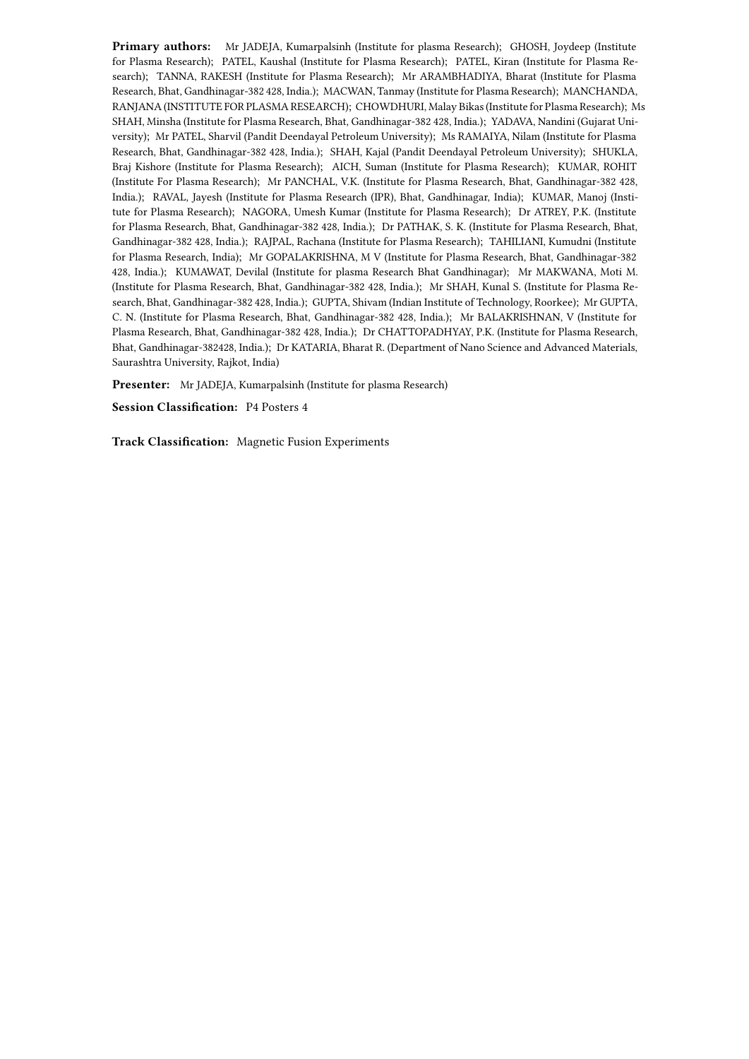**Primary authors:** Mr JADEJA, Kumarpalsinh (Institute for plasma Research); GHOSH, Joydeep (Institute for Plasma Research); PATEL, Kaushal (Institute for Plasma Research); PATEL, Kiran (Institute for Plasma Research); TANNA, RAKESH (Institute for Plasma Research); Mr ARAMBHADIYA, Bharat (Institute for Plasma Research, Bhat, Gandhinagar-382 428, India.); MACWAN, Tanmay (Institute for Plasma Research); MANCHANDA, RANJANA (INSTITUTE FOR PLASMA RESEARCH); CHOWDHURI, Malay Bikas (Institute for Plasma Research); Ms SHAH, Minsha (Institute for Plasma Research, Bhat, Gandhinagar-382 428, India.); YADAVA, Nandini (Gujarat University); Mr PATEL, Sharvil (Pandit Deendayal Petroleum University); Ms RAMAIYA, Nilam (Institute for Plasma Research, Bhat, Gandhinagar-382 428, India.); SHAH, Kajal (Pandit Deendayal Petroleum University); SHUKLA, Braj Kishore (Institute for Plasma Research); AICH, Suman (Institute for Plasma Research); KUMAR, ROHIT (Institute For Plasma Research); Mr PANCHAL, V.K. (Institute for Plasma Research, Bhat, Gandhinagar-382 428, India.); RAVAL, Jayesh (Institute for Plasma Research (IPR), Bhat, Gandhinagar, India); KUMAR, Manoj (Institute for Plasma Research); NAGORA, Umesh Kumar (Institute for Plasma Research); Dr ATREY, P.K. (Institute for Plasma Research, Bhat, Gandhinagar-382 428, India.); Dr PATHAK, S. K. (Institute for Plasma Research, Bhat, Gandhinagar-382 428, India.); RAJPAL, Rachana (Institute for Plasma Research); TAHILIANI, Kumudni (Institute for Plasma Research, India); Mr GOPALAKRISHNA, M V (Institute for Plasma Research, Bhat, Gandhinagar-382 428, India.); KUMAWAT, Devilal (Institute for plasma Research Bhat Gandhinagar); Mr MAKWANA, Moti M. (Institute for Plasma Research, Bhat, Gandhinagar-382 428, India.); Mr SHAH, Kunal S. (Institute for Plasma Research, Bhat, Gandhinagar-382 428, India.); GUPTA, Shivam (Indian Institute of Technology, Roorkee); Mr GUPTA, C. N. (Institute for Plasma Research, Bhat, Gandhinagar-382 428, India.); Mr BALAKRISHNAN, V (Institute for Plasma Research, Bhat, Gandhinagar-382 428, India.); Dr CHATTOPADHYAY, P.K. (Institute for Plasma Research, Bhat, Gandhinagar-382428, India.); Dr KATARIA, Bharat R. (Department of Nano Science and Advanced Materials, Saurashtra University, Rajkot, India)

**Presenter:** Mr JADEJA, Kumarpalsinh (Institute for plasma Research)

**Session Classification:** P4 Posters 4

**Track Classification:** Magnetic Fusion Experiments